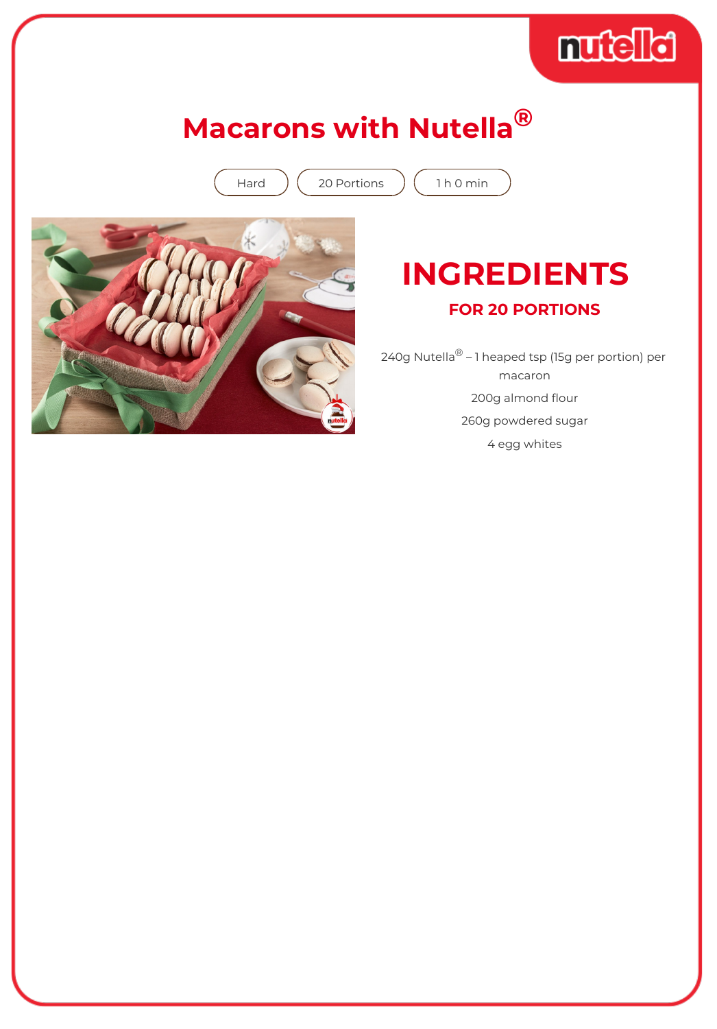# Macarons with Nutella®

Hard | 20 Portions | 1 h 0 min

## INGREDIENTS

### FOR 20 PORTIONS

240g Nutella® – 1 heaped tsp (15g per portion) per macaron

200g almond flour

260g powdered sugar

4 egg whites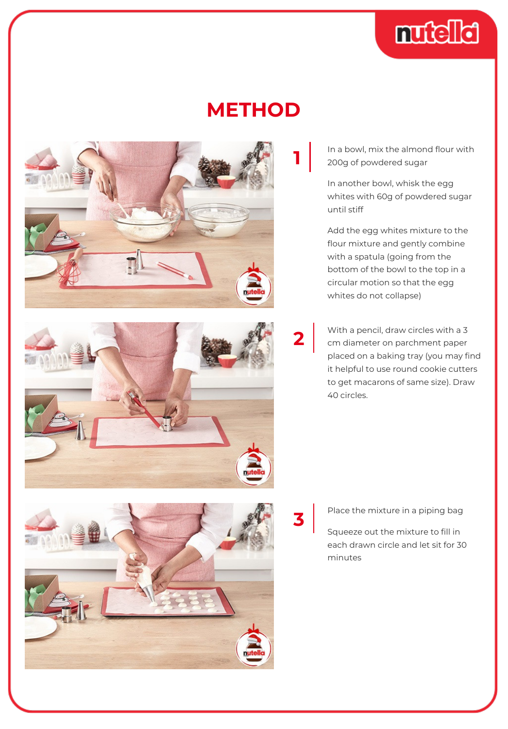# METHOD

**1**

In a bowl, mix the almond flour with 200g of powdered sugar

In another bowl, whisk the egg whites with 60g of powdered sugar until stiff

Add the egg whites mixture to the flour mixture and gently combine with a spatula (going from the bottom of the bowl to the top in a circular motion so that the egg whites do not collapse)

**2**

With a pencil, draw circles with a 3 cm diameter on parchment paper placed on a baking tray (you may find it helpful to use round cookie cutters to get macarons of same size). Draw 40 circles.

**3**

Place the mixture in a piping bag

Squeeze out the mixture to fill in each drawn circle and let sit for 30 minutes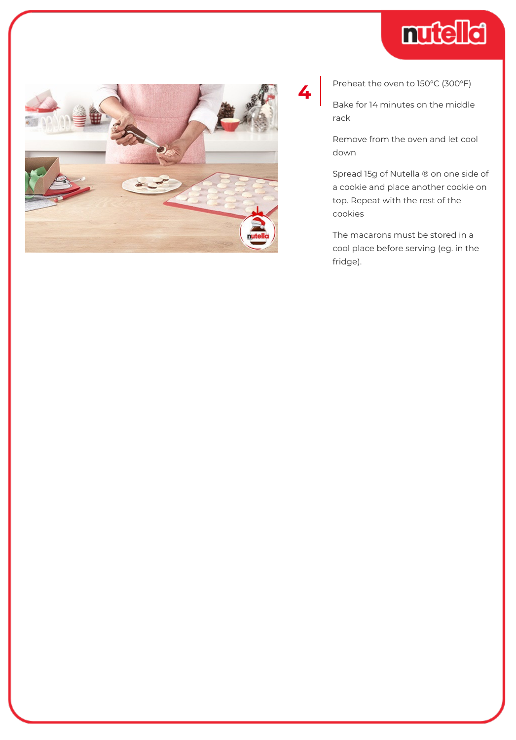4

Preheat the oven to 150°C (300°F)

Bake for 14 minutes on the middle rack

Remove from the oven and let cool down

Spread 15g of Nutella ® on one side of a cookie and place another cookie on top. Repeat with the rest of the cookies

The macarons must be stored in a cool place before serving (eg. in the fridge).